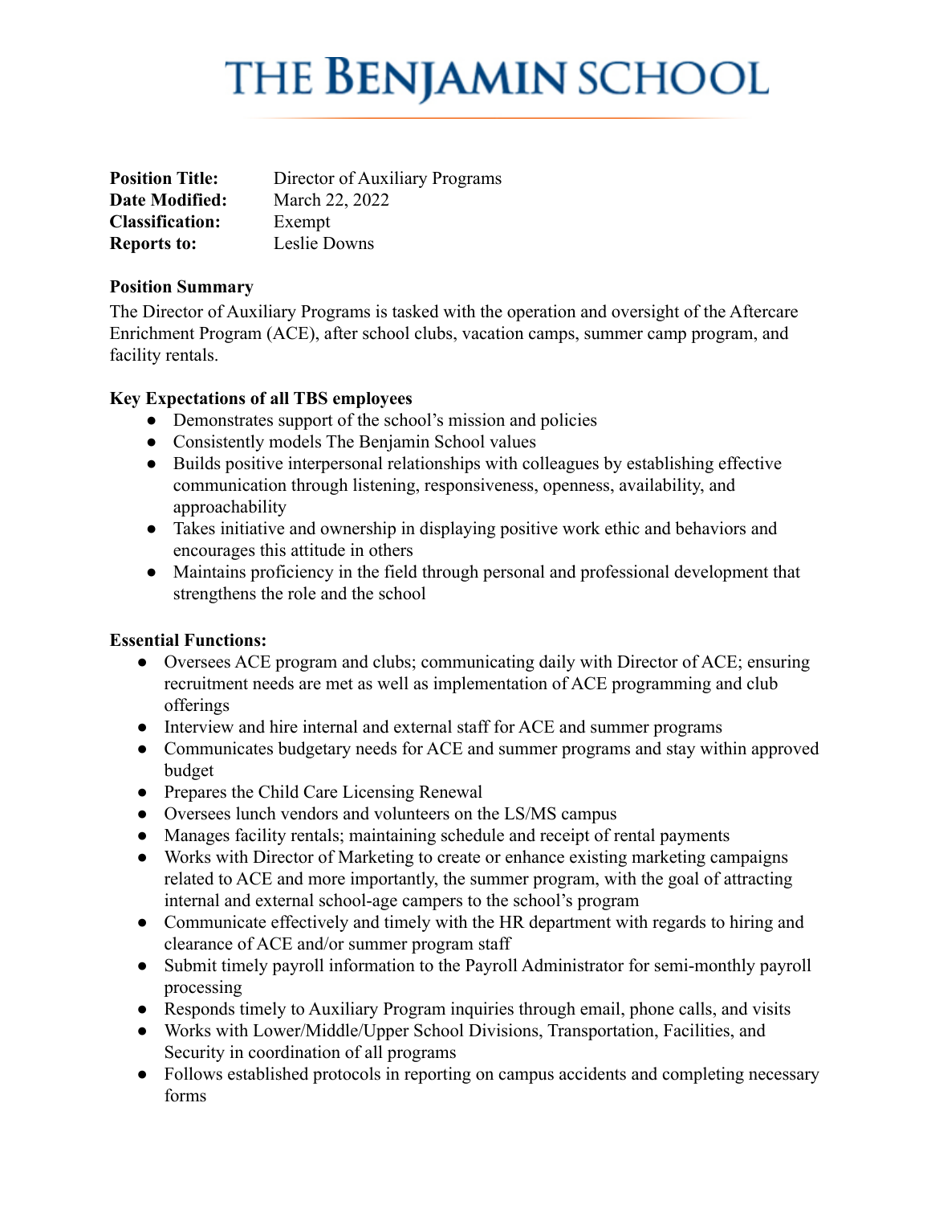# THE BENJAMIN SCHOOL

| | |
|---|---|
| **Position Title:** | Director of Auxiliary Programs |
| **Date Modified:** | March 22, 2022 |
| **Classification:** | Exempt |
| **Reports to:** | Leslie Downs |

**Position Summary**

The Director of Auxiliary Programs is tasked with the operation and oversight of the Aftercare Enrichment Program (ACE), after school clubs, vacation camps, summer camp program, and facility rentals.

**Key Expectations of all TBS employees**

- Demonstrates support of the school's mission and policies
- Consistently models The Benjamin School values
- Builds positive interpersonal relationships with colleagues by establishing effective communication through listening, responsiveness, openness, availability, and approachability
- Takes initiative and ownership in displaying positive work ethic and behaviors and encourages this attitude in others
- Maintains proficiency in the field through personal and professional development that strengthens the role and the school

**Essential Functions:**

- Oversees ACE program and clubs; communicating daily with Director of ACE; ensuring recruitment needs are met as well as implementation of ACE programming and club offerings
- Interview and hire internal and external staff for ACE and summer programs
- Communicates budgetary needs for ACE and summer programs and stay within approved budget
- Prepares the Child Care Licensing Renewal
- Oversees lunch vendors and volunteers on the LS/MS campus
- Manages facility rentals; maintaining schedule and receipt of rental payments
- Works with Director of Marketing to create or enhance existing marketing campaigns related to ACE and more importantly, the summer program, with the goal of attracting internal and external school-age campers to the school's program
- Communicate effectively and timely with the HR department with regards to hiring and clearance of ACE and/or summer program staff
- Submit timely payroll information to the Payroll Administrator for semi-monthly payroll processing
- Responds timely to Auxiliary Program inquiries through email, phone calls, and visits
- Works with Lower/Middle/Upper School Divisions, Transportation, Facilities, and Security in coordination of all programs
- Follows established protocols in reporting on campus accidents and completing necessary forms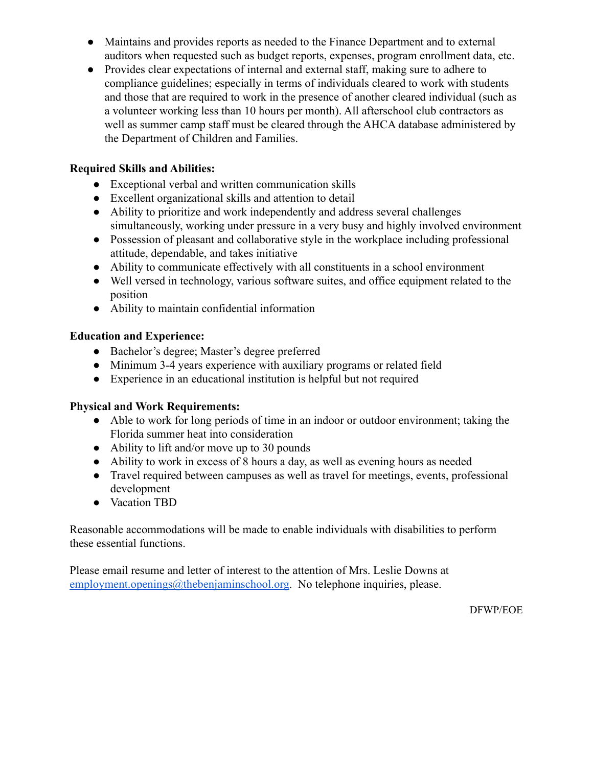- Maintains and provides reports as needed to the Finance Department and to external auditors when requested such as budget reports, expenses, program enrollment data, etc.
- Provides clear expectations of internal and external staff, making sure to adhere to compliance guidelines; especially in terms of individuals cleared to work with students and those that are required to work in the presence of another cleared individual (such as a volunteer working less than 10 hours per month). All afterschool club contractors as well as summer camp staff must be cleared through the AHCA database administered by the Department of Children and Families.

**Required Skills and Abilities:**

- Exceptional verbal and written communication skills
- Excellent organizational skills and attention to detail
- Ability to prioritize and work independently and address several challenges simultaneously, working under pressure in a very busy and highly involved environment
- Possession of pleasant and collaborative style in the workplace including professional attitude, dependable, and takes initiative
- Ability to communicate effectively with all constituents in a school environment
- Well versed in technology, various software suites, and office equipment related to the position
- Ability to maintain confidential information

**Education and Experience:**

- Bachelor's degree; Master's degree preferred
- Minimum 3-4 years experience with auxiliary programs or related field
- Experience in an educational institution is helpful but not required

**Physical and Work Requirements:**

- Able to work for long periods of time in an indoor or outdoor environment; taking the Florida summer heat into consideration
- Ability to lift and/or move up to 30 pounds
- Ability to work in excess of 8 hours a day, as well as evening hours as needed
- Travel required between campuses as well as travel for meetings, events, professional development
- Vacation TBD

Reasonable accommodations will be made to enable individuals with disabilities to perform these essential functions.

Please email resume and letter of interest to the attention of Mrs. Leslie Downs at employment.openings@thebenjaminschool.org. No telephone inquiries, please.

DFWP/EOE